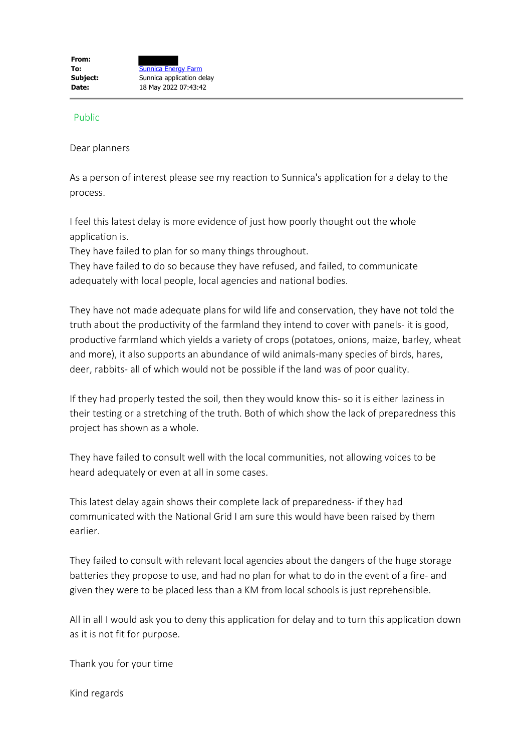**From:** 
**To:** Sunnica Energy Farm
**Subject:** Sunnica application delay
**Date:** 18 May 2022 07:43:42

Public

Dear planners

As a person of interest please see my reaction to Sunnica's application for a delay to the process.

I feel this latest delay is more evidence of just how poorly thought out the whole application is.
They have failed to plan for so many things throughout.
They have failed to do so because they have refused, and failed, to communicate adequately with local people, local agencies and national bodies.

They have not made adequate plans for wild life and conservation, they have not told the truth about the productivity of the farmland they intend to cover with panels- it is good, productive farmland which yields a variety of crops (potatoes, onions, maize, barley, wheat and more), it also supports an abundance of wild animals-many species of birds, hares, deer, rabbits- all of which would not be possible if the land was of poor quality.

If they had properly tested the soil, then they would know this- so it is either laziness in their testing or a stretching of the truth. Both of which show the lack of preparedness this project has shown as a whole.

They have failed to consult well with the local communities, not allowing voices to be heard adequately or even at all in some cases.

This latest delay again shows their complete lack of preparedness- if they had communicated with the National Grid I am sure this would have been raised by them earlier.

They failed to consult with relevant local agencies about the dangers of the huge storage batteries they propose to use, and had no plan for what to do in the event of a fire- and given they were to be placed less than a KM from local schools is just reprehensible.

All in all I would ask you to deny this application for delay and to turn this application down as it is not fit for purpose.

Thank you for your time

Kind regards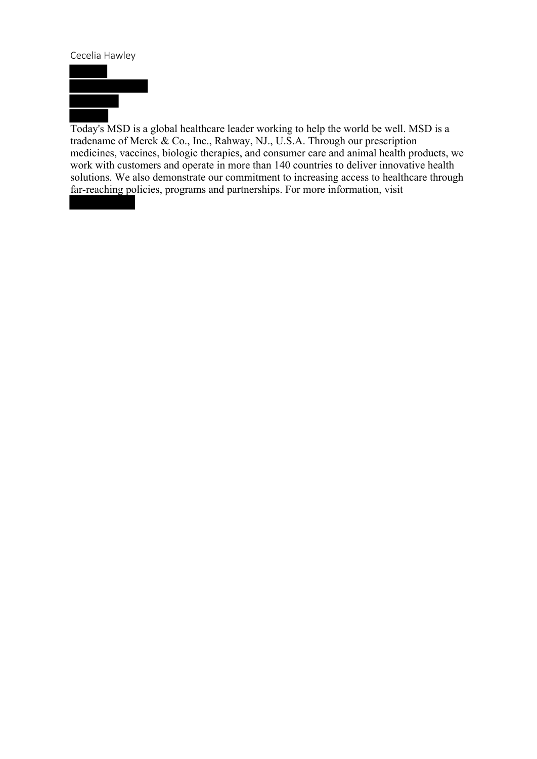Cecelia Hawley

Today's MSD is a global healthcare leader working to help the world be well. MSD is a tradename of Merck & Co., Inc., Rahway, NJ., U.S.A. Through our prescription medicines, vaccines, biologic therapies, and consumer care and animal health products, we work with customers and operate in more than 140 countries to deliver innovative health solutions. We also demonstrate our commitment to increasing access to healthcare through far-reaching policies, programs and partnerships. For more information, visit